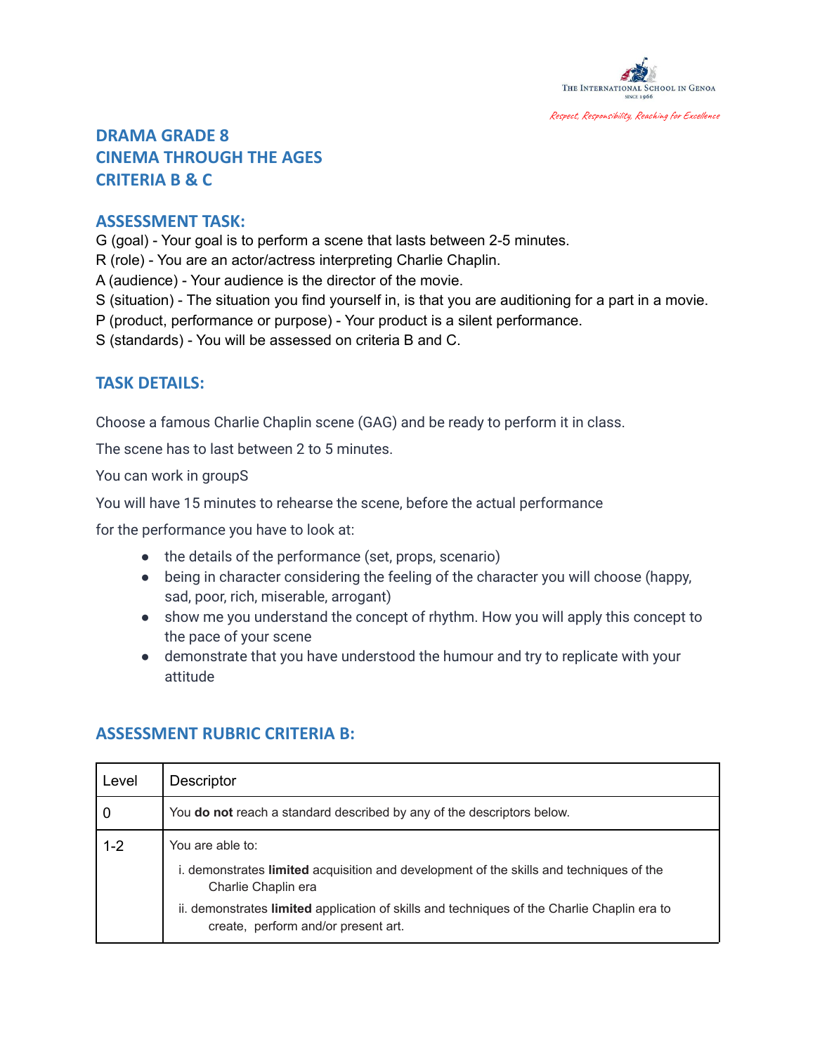## DRAMA GRADE 8
## CINEMA THROUGH THE AGES
## CRITERIA B & C

## ASSESSMENT TASK:

G (goal) - Your goal is to perform a scene that lasts between 2-5 minutes.
R (role) - You are an actor/actress interpreting Charlie Chaplin.
A (audience) - Your audience is the director of the movie.
S (situation) - The situation you find yourself in, is that you are auditioning for a part in a movie.
P (product, performance or purpose) - Your product is a silent performance.
S (standards) - You will be assessed on criteria B and C.

## TASK DETAILS:

Choose a famous Charlie Chaplin scene (GAG) and be ready to perform it in class.

The scene has to last between 2 to 5 minutes.

You can work in groupS

You will have 15 minutes to rehearse the scene, before the actual performance

for the performance you have to look at:

- the details of the performance (set, props, scenario)
- being in character considering the feeling of the character you will choose (happy, sad, poor, rich, miserable, arrogant)
- show me you understand the concept of rhythm. How you will apply this concept to the pace of your scene
- demonstrate that you have understood the humour and try to replicate with your attitude

## ASSESSMENT RUBRIC CRITERIA B:

| Level | Descriptor |
|---|---|
| 0 | You **do not** reach a standard described by any of the descriptors below. |
| 1-2 | You are able to:<br>i. demonstrates **limited** acquisition and development of the skills and techniques of the Charlie Chaplin era<br>ii. demonstrates **limited** application of skills and techniques of the Charlie Chaplin era to create, perform and/or present art. |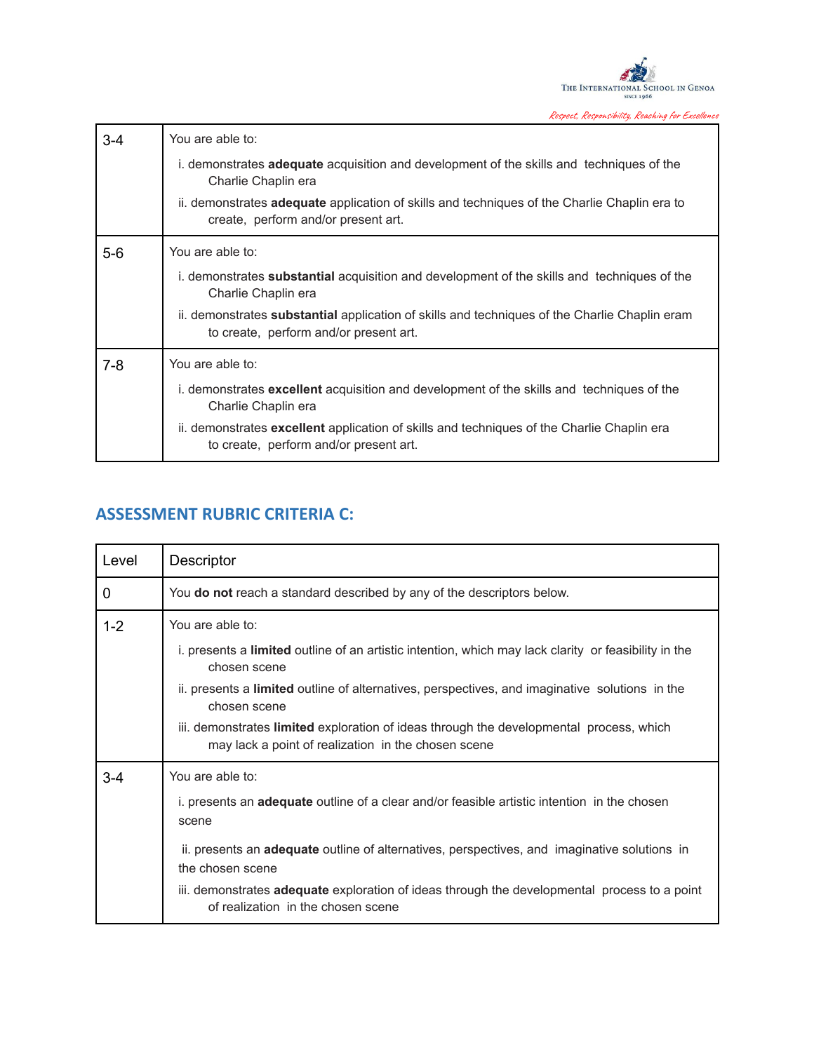| | |
|---|---|
| 3-4 | You are able to:<br>i. demonstrates **adequate** acquisition and development of the skills and techniques of the Charlie Chaplin era<br>ii. demonstrates **adequate** application of skills and techniques of the Charlie Chaplin era to create, perform and/or present art. |
| 5-6 | You are able to:<br>i. demonstrates **substantial** acquisition and development of the skills and techniques of the Charlie Chaplin era<br>ii. demonstrates **substantial** application of skills and techniques of the Charlie Chaplin eram to create, perform and/or present art. |
| 7-8 | You are able to:<br>i. demonstrates **excellent** acquisition and development of the skills and techniques of the Charlie Chaplin era<br>ii. demonstrates **excellent** application of skills and techniques of the Charlie Chaplin era to create, perform and/or present art. |

## ASSESSMENT RUBRIC CRITERIA C:

| Level | Descriptor |
|---|---|
| 0 | You **do not** reach a standard described by any of the descriptors below. |
| 1-2 | You are able to:<br>i. presents a **limited** outline of an artistic intention, which may lack clarity or feasibility in the chosen scene<br>ii. presents a **limited** outline of alternatives, perspectives, and imaginative solutions in the chosen scene<br>iii. demonstrates **limited** exploration of ideas through the developmental process, which may lack a point of realization in the chosen scene |
| 3-4 | You are able to:<br>i. presents an **adequate** outline of a clear and/or feasible artistic intention in the chosen scene<br>ii. presents an **adequate** outline of alternatives, perspectives, and imaginative solutions in the chosen scene<br>iii. demonstrates **adequate** exploration of ideas through the developmental process to a point of realization in the chosen scene |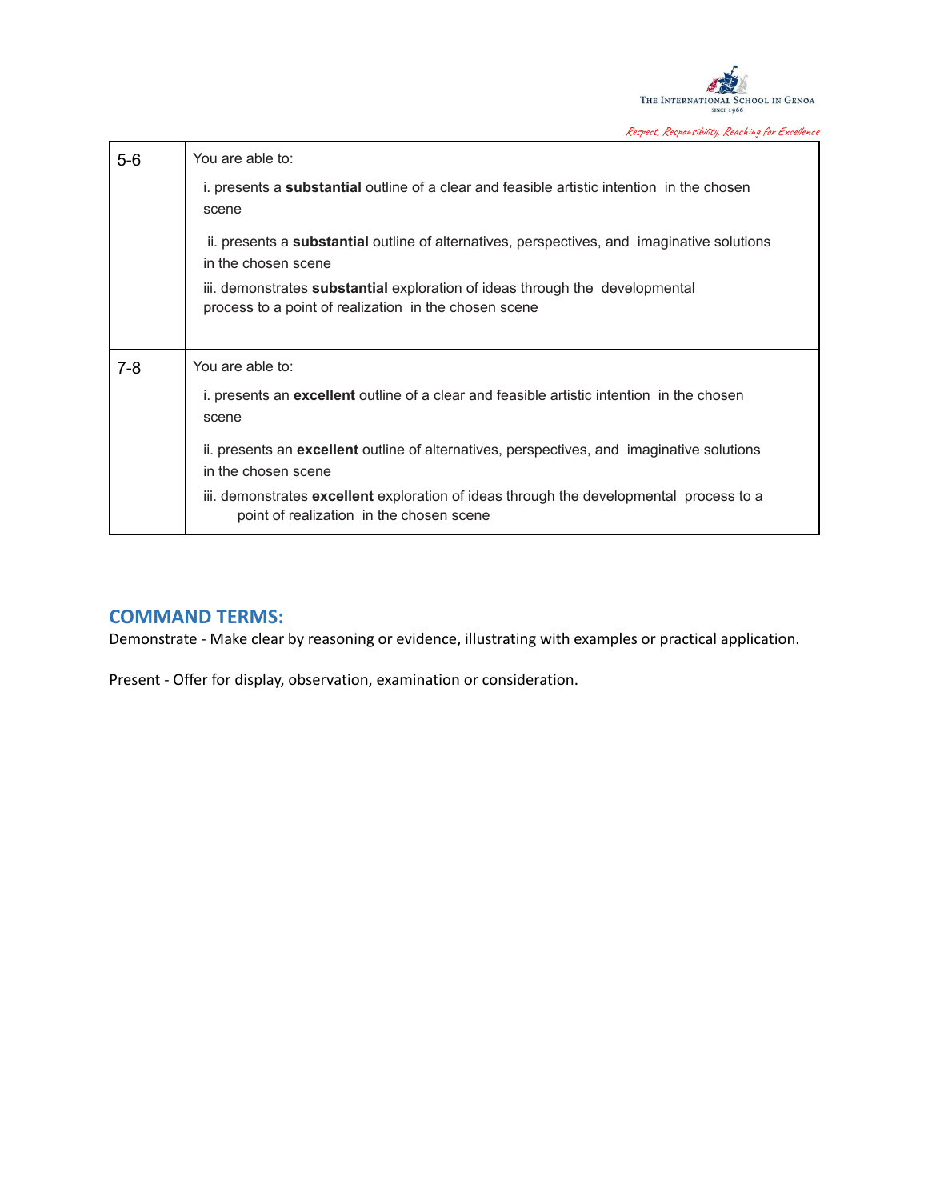| | |
|---|---|
| 5-6 | You are able to:<br>i. presents a **substantial** outline of a clear and feasible artistic intention in the chosen scene<br>ii. presents a **substantial** outline of alternatives, perspectives, and imaginative solutions in the chosen scene<br>iii. demonstrates **substantial** exploration of ideas through the developmental process to a point of realization in the chosen scene |
| 7-8 | You are able to:<br>i. presents an **excellent** outline of a clear and feasible artistic intention in the chosen scene<br>ii. presents an **excellent** outline of alternatives, perspectives, and imaginative solutions in the chosen scene<br>iii. demonstrates **excellent** exploration of ideas through the developmental process to a point of realization in the chosen scene |

## COMMAND TERMS:

Demonstrate - Make clear by reasoning or evidence, illustrating with examples or practical application.

Present - Offer for display, observation, examination or consideration.